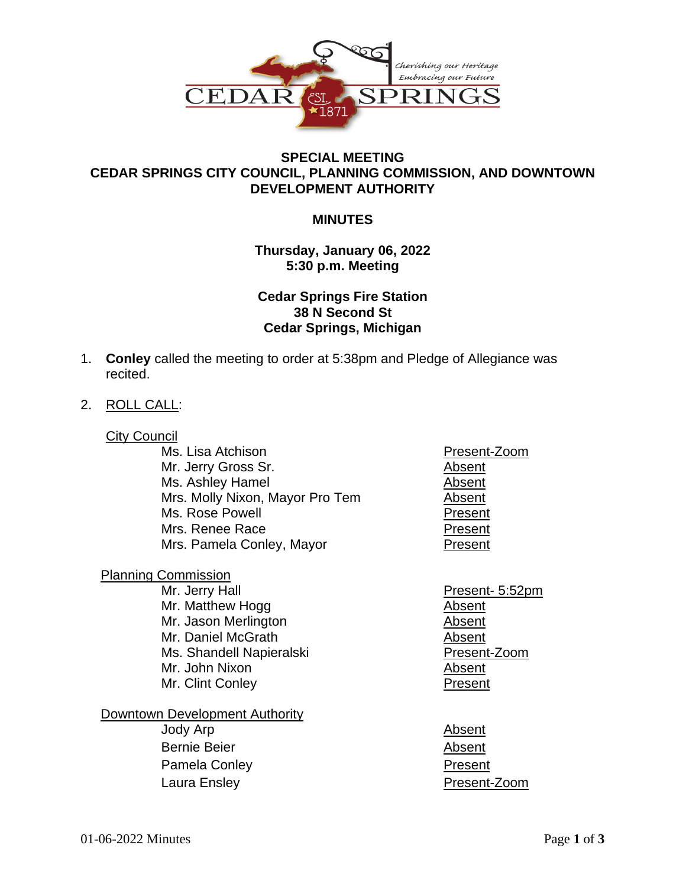**SPECIAL MEETING**
**CEDAR SPRINGS CITY COUNCIL, PLANNING COMMISSION, AND DOWNTOWN DEVELOPMENT AUTHORITY**

**MINUTES**

**Thursday, January 06, 2022**
**5:30 p.m. Meeting**

**Cedar Springs Fire Station**
**38 N Second St**
**Cedar Springs, Michigan**

1. **Conley** called the meeting to order at 5:38pm and Pledge of Allegiance was recited.

2. ROLL CALL:

City Council

| | |
|---|---|
| Ms. Lisa Atchison | Present-Zoom |
| Mr. Jerry Gross Sr. | Absent |
| Ms. Ashley Hamel | Absent |
| Mrs. Molly Nixon, Mayor Pro Tem | Absent |
| Ms. Rose Powell | Present |
| Mrs. Renee Race | Present |
| Mrs. Pamela Conley, Mayor | Present |

Planning Commission

| | |
|---|---|
| Mr. Jerry Hall | Present- 5:52pm |
| Mr. Matthew Hogg | Absent |
| Mr. Jason Merlington | Absent |
| Mr. Daniel McGrath | Absent |
| Ms. Shandell Napieralski | Present-Zoom |
| Mr. John Nixon | Absent |
| Mr. Clint Conley | Present |

Downtown Development Authority

| | |
|---|---|
| Jody Arp | Absent |
| Bernie Beier | Absent |
| Pamela Conley | Present |
| Laura Ensley | Present-Zoom |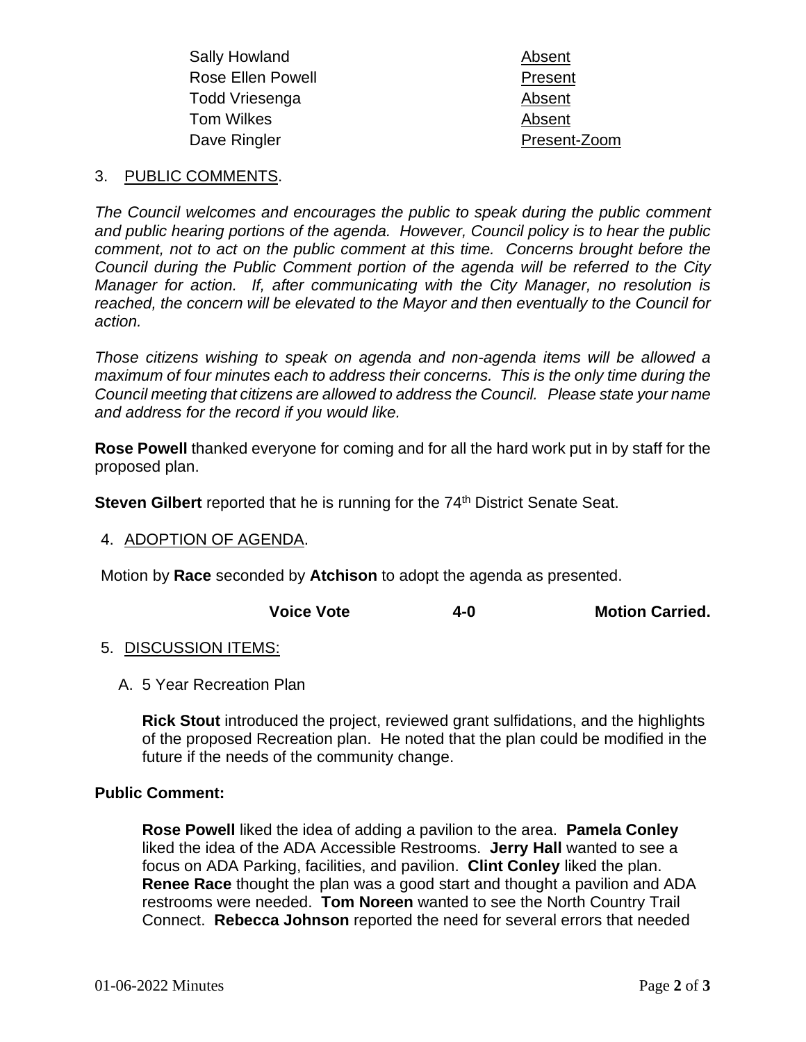| | |
|---|---|
| Sally Howland | Absent |
| Rose Ellen Powell | Present |
| Todd Vriesenga | Absent |
| Tom Wilkes | Absent |
| Dave Ringler | Present-Zoom |

3. PUBLIC COMMENTS.

*The Council welcomes and encourages the public to speak during the public comment and public hearing portions of the agenda. However, Council policy is to hear the public comment, not to act on the public comment at this time. Concerns brought before the Council during the Public Comment portion of the agenda will be referred to the City Manager for action. If, after communicating with the City Manager, no resolution is reached, the concern will be elevated to the Mayor and then eventually to the Council for action.*

*Those citizens wishing to speak on agenda and non-agenda items will be allowed a maximum of four minutes each to address their concerns. This is the only time during the Council meeting that citizens are allowed to address the Council. Please state your name and address for the record if you would like.*

**Rose Powell** thanked everyone for coming and for all the hard work put in by staff for the proposed plan.

**Steven Gilbert** reported that he is running for the 74th District Senate Seat.

4. ADOPTION OF AGENDA.

Motion by **Race** seconded by **Atchison** to adopt the agenda as presented.

**Voice Vote 4-0 Motion Carried.**

5. DISCUSSION ITEMS:

A. 5 Year Recreation Plan

**Rick Stout** introduced the project, reviewed grant sulfidations, and the highlights of the proposed Recreation plan. He noted that the plan could be modified in the future if the needs of the community change.

**Public Comment:**

**Rose Powell** liked the idea of adding a pavilion to the area. **Pamela Conley** liked the idea of the ADA Accessible Restrooms. **Jerry Hall** wanted to see a focus on ADA Parking, facilities, and pavilion. **Clint Conley** liked the plan. **Renee Race** thought the plan was a good start and thought a pavilion and ADA restrooms were needed. **Tom Noreen** wanted to see the North Country Trail Connect. **Rebecca Johnson** reported the need for several errors that needed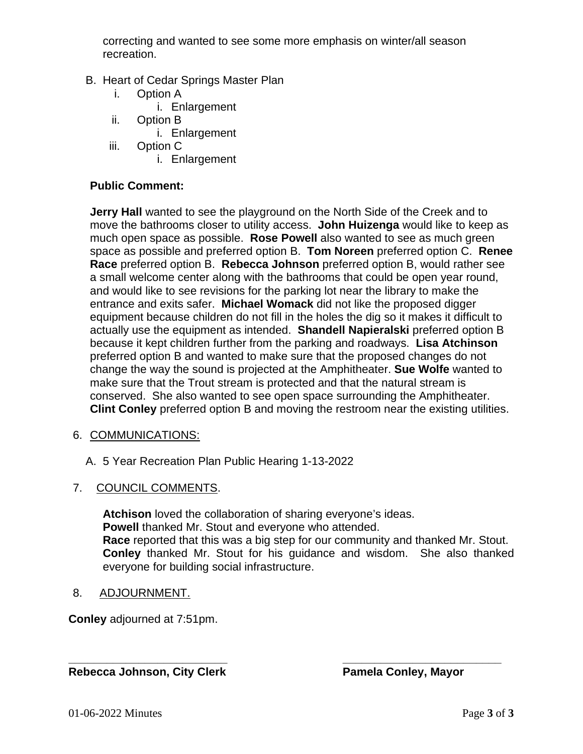correcting and wanted to see some more emphasis on winter/all season recreation.

B. Heart of Cedar Springs Master Plan
   i. Option A
      i. Enlargement
   ii. Option B
      i. Enlargement
   iii. Option C
      i. Enlargement

**Public Comment:**

**Jerry Hall** wanted to see the playground on the North Side of the Creek and to move the bathrooms closer to utility access. **John Huizenga** would like to keep as much open space as possible. **Rose Powell** also wanted to see as much green space as possible and preferred option B. **Tom Noreen** preferred option C. **Renee Race** preferred option B. **Rebecca Johnson** preferred option B, would rather see a small welcome center along with the bathrooms that could be open year round, and would like to see revisions for the parking lot near the library to make the entrance and exits safer. **Michael Womack** did not like the proposed digger equipment because children do not fill in the holes the dig so it makes it difficult to actually use the equipment as intended. **Shandell Napieralski** preferred option B because it kept children further from the parking and roadways. **Lisa Atchinson** preferred option B and wanted to make sure that the proposed changes do not change the way the sound is projected at the Amphitheater. **Sue Wolfe** wanted to make sure that the Trout stream is protected and that the natural stream is conserved. She also wanted to see open space surrounding the Amphitheater. **Clint Conley** preferred option B and moving the restroom near the existing utilities.

6. COMMUNICATIONS:

   A. 5 Year Recreation Plan Public Hearing 1-13-2022

7. COUNCIL COMMENTS.

   **Atchison** loved the collaboration of sharing everyone's ideas.
   **Powell** thanked Mr. Stout and everyone who attended.
   **Race** reported that this was a big step for our community and thanked Mr. Stout.
   **Conley** thanked Mr. Stout for his guidance and wisdom. She also thanked everyone for building social infrastructure.

8. ADJOURNMENT.

**Conley** adjourned at 7:51pm.

\_\_\_\_\_\_\_\_\_\_\_\_\_\_\_\_\_\_\_\_\_\_\_\_\_\_ \_\_\_\_\_\_\_\_\_\_\_\_\_\_\_\_\_\_\_\_\_\_\_\_\_\_

**Rebecca Johnson, City Clerk** **Pamela Conley, Mayor**